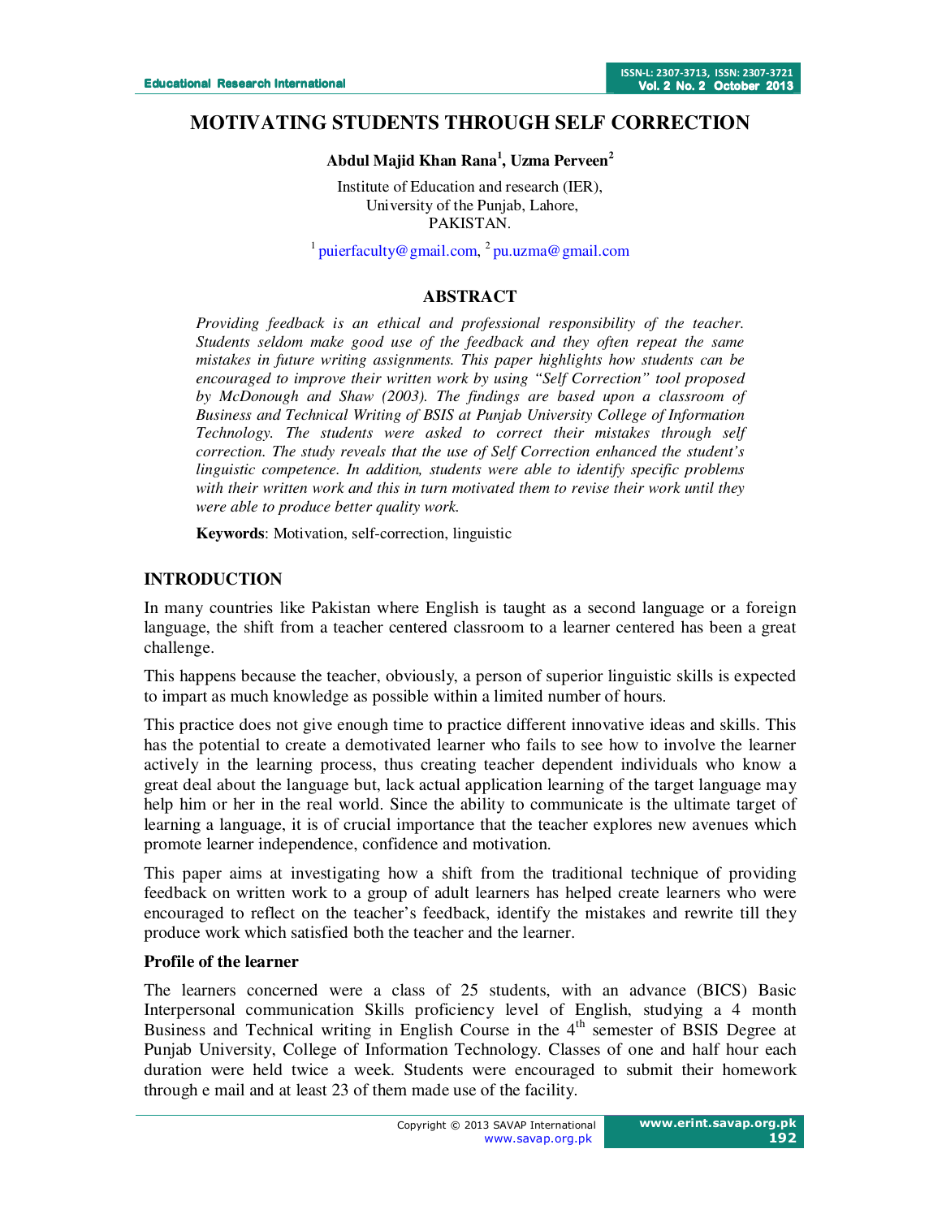# MOTIVATING STUDENTS THROUGH SELF CORRECTION

**Abdul Majid Khan Rana[1], Uzma Perveen[2]**

Institute of Education and research (IER),
University of the Punjab, Lahore,
PAKISTAN.

[1] puierfaculty@gmail.com, [2] pu.uzma@gmail.com

## ABSTRACT

*Providing feedback is an ethical and professional responsibility of the teacher. Students seldom make good use of the feedback and they often repeat the same mistakes in future writing assignments. This paper highlights how students can be encouraged to improve their written work by using "Self Correction" tool proposed by McDonough and Shaw (2003). The findings are based upon a classroom of Business and Technical Writing of BSIS at Punjab University College of Information Technology. The students were asked to correct their mistakes through self correction. The study reveals that the use of Self Correction enhanced the student's linguistic competence. In addition, students were able to identify specific problems with their written work and this in turn motivated them to revise their work until they were able to produce better quality work.*

**Keywords**: Motivation, self-correction, linguistic

## INTRODUCTION

In many countries like Pakistan where English is taught as a second language or a foreign language, the shift from a teacher centered classroom to a learner centered has been a great challenge.

This happens because the teacher, obviously, a person of superior linguistic skills is expected to impart as much knowledge as possible within a limited number of hours.

This practice does not give enough time to practice different innovative ideas and skills. This has the potential to create a demotivated learner who fails to see how to involve the learner actively in the learning process, thus creating teacher dependent individuals who know a great deal about the language but, lack actual application learning of the target language may help him or her in the real world. Since the ability to communicate is the ultimate target of learning a language, it is of crucial importance that the teacher explores new avenues which promote learner independence, confidence and motivation.

This paper aims at investigating how a shift from the traditional technique of providing feedback on written work to a group of adult learners has helped create learners who were encouraged to reflect on the teacher's feedback, identify the mistakes and rewrite till they produce work which satisfied both the teacher and the learner.

### Profile of the learner

The learners concerned were a class of 25 students, with an advance (BICS) Basic Interpersonal communication Skills proficiency level of English, studying a 4 month Business and Technical writing in English Course in the 4$^{th}$ semester of BSIS Degree at Punjab University, College of Information Technology. Classes of one and half hour each duration were held twice a week. Students were encouraged to submit their homework through e mail and at least 23 of them made use of the facility.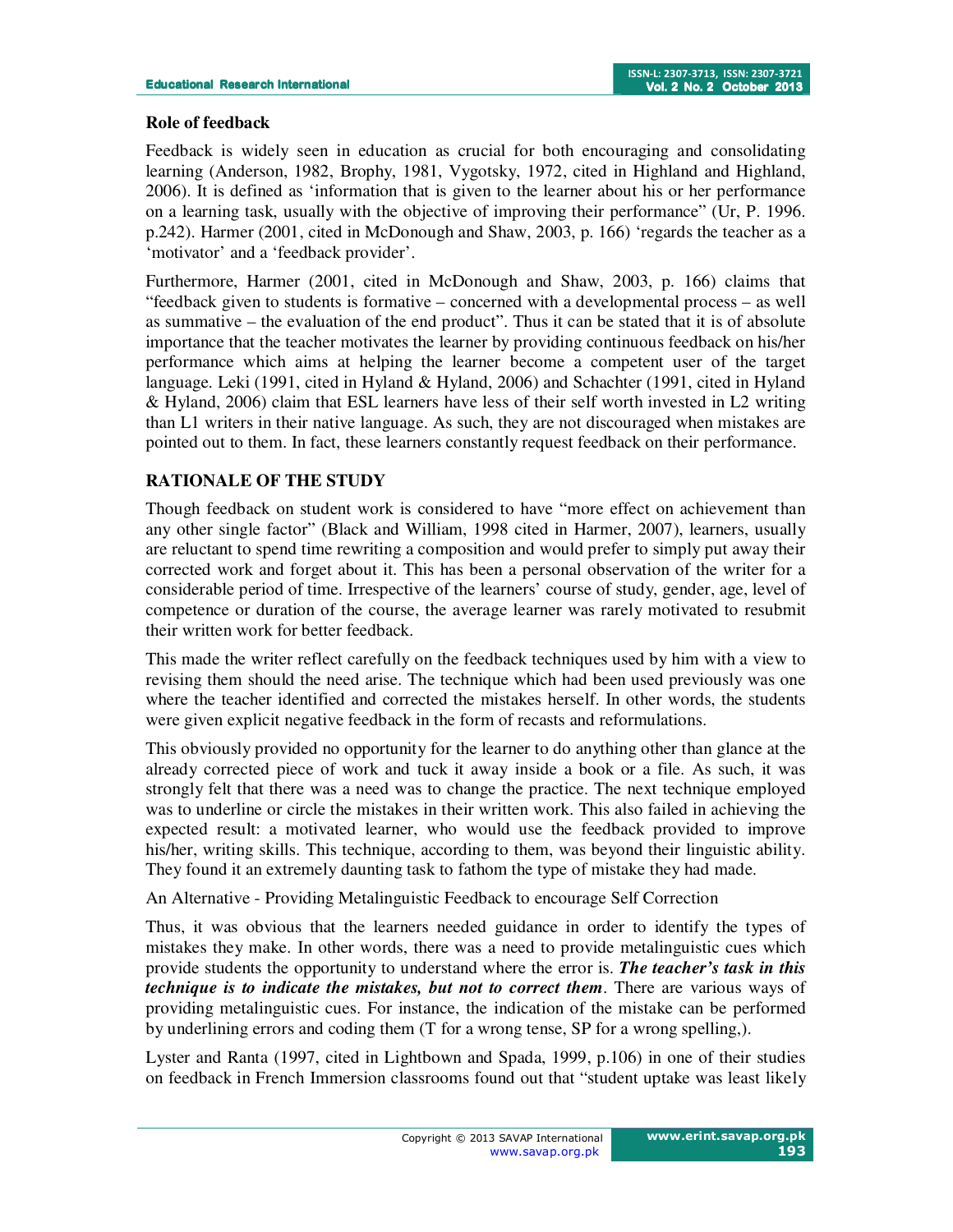**Role of feedback**

Feedback is widely seen in education as crucial for both encouraging and consolidating learning (Anderson, 1982, Brophy, 1981, Vygotsky, 1972, cited in Highland and Highland, 2006). It is defined as 'information that is given to the learner about his or her performance on a learning task, usually with the objective of improving their performance" (Ur, P. 1996. p.242). Harmer (2001, cited in McDonough and Shaw, 2003, p. 166) 'regards the teacher as a 'motivator' and a 'feedback provider'.

Furthermore, Harmer (2001, cited in McDonough and Shaw, 2003, p. 166) claims that "feedback given to students is formative – concerned with a developmental process – as well as summative – the evaluation of the end product". Thus it can be stated that it is of absolute importance that the teacher motivates the learner by providing continuous feedback on his/her performance which aims at helping the learner become a competent user of the target language. Leki (1991, cited in Hyland & Hyland, 2006) and Schachter (1991, cited in Hyland & Hyland, 2006) claim that ESL learners have less of their self worth invested in L2 writing than L1 writers in their native language. As such, they are not discouraged when mistakes are pointed out to them. In fact, these learners constantly request feedback on their performance.

## RATIONALE OF THE STUDY

Though feedback on student work is considered to have "more effect on achievement than any other single factor" (Black and William, 1998 cited in Harmer, 2007), learners, usually are reluctant to spend time rewriting a composition and would prefer to simply put away their corrected work and forget about it. This has been a personal observation of the writer for a considerable period of time. Irrespective of the learners' course of study, gender, age, level of competence or duration of the course, the average learner was rarely motivated to resubmit their written work for better feedback.

This made the writer reflect carefully on the feedback techniques used by him with a view to revising them should the need arise. The technique which had been used previously was one where the teacher identified and corrected the mistakes herself. In other words, the students were given explicit negative feedback in the form of recasts and reformulations.

This obviously provided no opportunity for the learner to do anything other than glance at the already corrected piece of work and tuck it away inside a book or a file. As such, it was strongly felt that there was a need was to change the practice. The next technique employed was to underline or circle the mistakes in their written work. This also failed in achieving the expected result: a motivated learner, who would use the feedback provided to improve his/her, writing skills. This technique, according to them, was beyond their linguistic ability. They found it an extremely daunting task to fathom the type of mistake they had made.

An Alternative - Providing Metalinguistic Feedback to encourage Self Correction

Thus, it was obvious that the learners needed guidance in order to identify the types of mistakes they make. In other words, there was a need to provide metalinguistic cues which provide students the opportunity to understand where the error is. ***The teacher's task in this technique is to indicate the mistakes, but not to correct them***. There are various ways of providing metalinguistic cues. For instance, the indication of the mistake can be performed by underlining errors and coding them (T for a wrong tense, SP for a wrong spelling,).

Lyster and Ranta (1997, cited in Lightbown and Spada, 1999, p.106) in one of their studies on feedback in French Immersion classrooms found out that "student uptake was least likely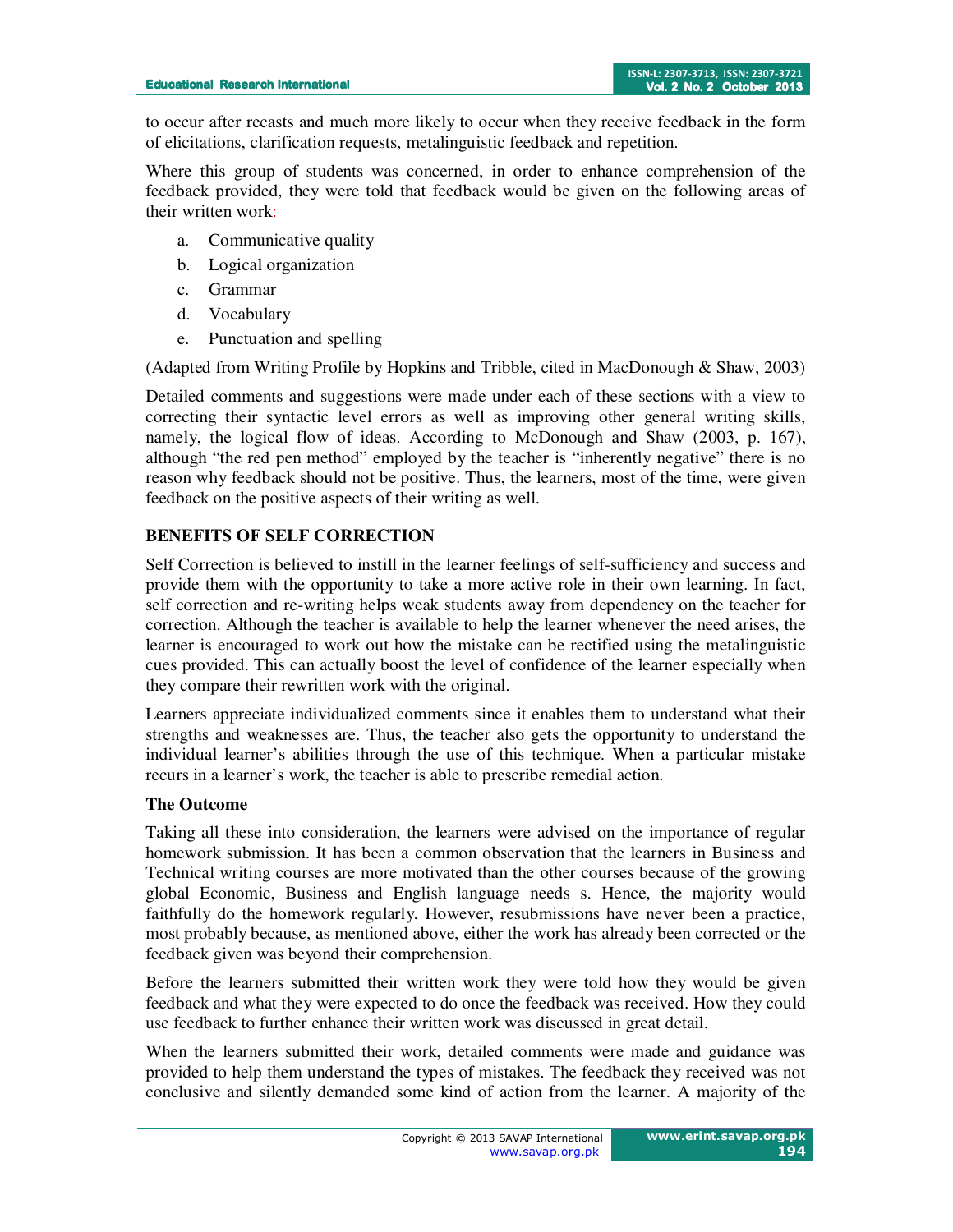to occur after recasts and much more likely to occur when they receive feedback in the form of elicitations, clarification requests, metalinguistic feedback and repetition.

Where this group of students was concerned, in order to enhance comprehension of the feedback provided, they were told that feedback would be given on the following areas of their written work:

a. Communicative quality
b. Logical organization
c. Grammar
d. Vocabulary
e. Punctuation and spelling

(Adapted from Writing Profile by Hopkins and Tribble, cited in MacDonough & Shaw, 2003)

Detailed comments and suggestions were made under each of these sections with a view to correcting their syntactic level errors as well as improving other general writing skills, namely, the logical flow of ideas. According to McDonough and Shaw (2003, p. 167), although "the red pen method" employed by the teacher is "inherently negative" there is no reason why feedback should not be positive. Thus, the learners, most of the time, were given feedback on the positive aspects of their writing as well.

## BENEFITS OF SELF CORRECTION

Self Correction is believed to instill in the learner feelings of self-sufficiency and success and provide them with the opportunity to take a more active role in their own learning. In fact, self correction and re-writing helps weak students away from dependency on the teacher for correction. Although the teacher is available to help the learner whenever the need arises, the learner is encouraged to work out how the mistake can be rectified using the metalinguistic cues provided. This can actually boost the level of confidence of the learner especially when they compare their rewritten work with the original.

Learners appreciate individualized comments since it enables them to understand what their strengths and weaknesses are. Thus, the teacher also gets the opportunity to understand the individual learner's abilities through the use of this technique. When a particular mistake recurs in a learner's work, the teacher is able to prescribe remedial action.

### The Outcome

Taking all these into consideration, the learners were advised on the importance of regular homework submission. It has been a common observation that the learners in Business and Technical writing courses are more motivated than the other courses because of the growing global Economic, Business and English language needs s. Hence, the majority would faithfully do the homework regularly. However, resubmissions have never been a practice, most probably because, as mentioned above, either the work has already been corrected or the feedback given was beyond their comprehension.

Before the learners submitted their written work they were told how they would be given feedback and what they were expected to do once the feedback was received. How they could use feedback to further enhance their written work was discussed in great detail.

When the learners submitted their work, detailed comments were made and guidance was provided to help them understand the types of mistakes. The feedback they received was not conclusive and silently demanded some kind of action from the learner. A majority of the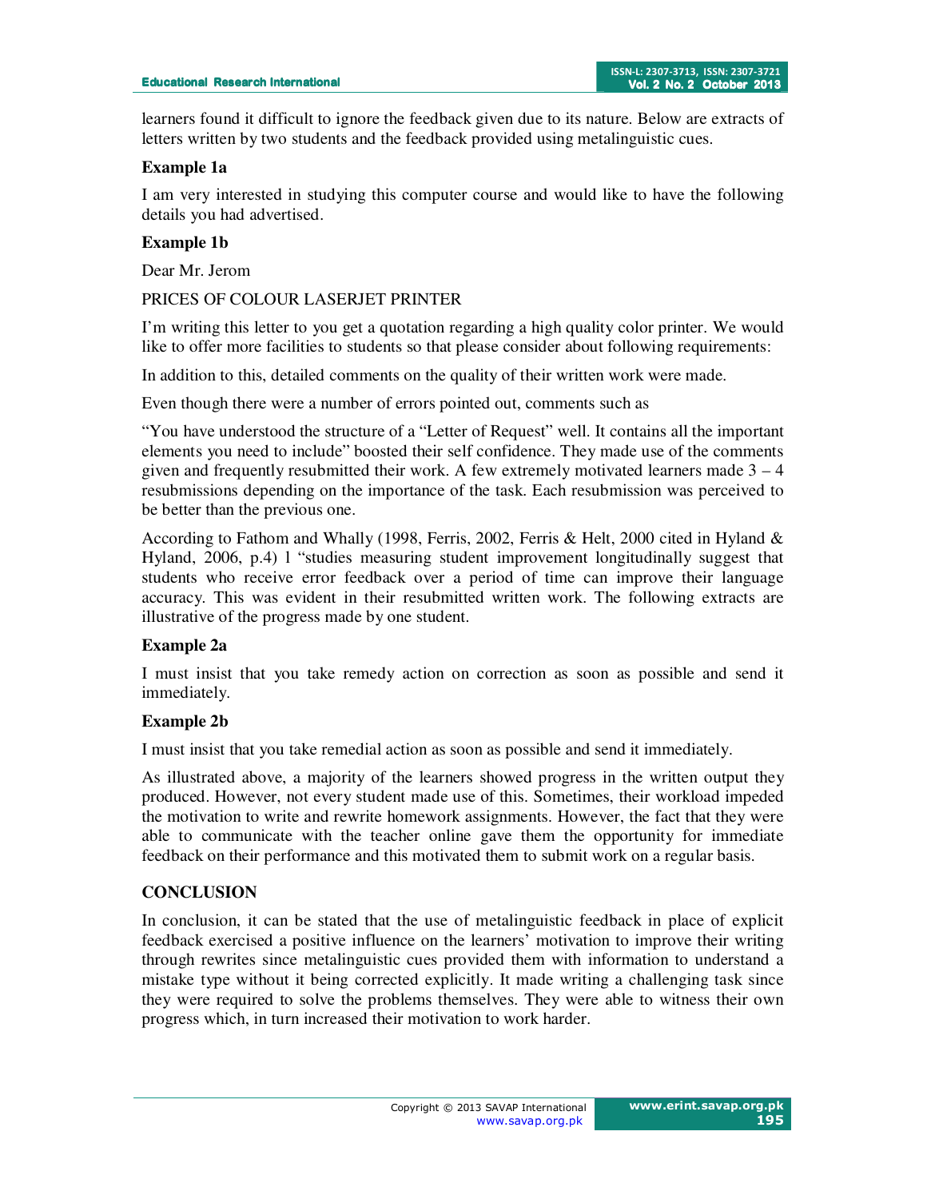learners found it difficult to ignore the feedback given due to its nature. Below are extracts of letters written by two students and the feedback provided using metalinguistic cues.

**Example 1a**

I am very interested in studying this computer course and would like to have the following details you had advertised.

**Example 1b**

Dear Mr. Jerom

PRICES OF COLOUR LASERJET PRINTER

I'm writing this letter to you get a quotation regarding a high quality color printer. We would like to offer more facilities to students so that please consider about following requirements:

In addition to this, detailed comments on the quality of their written work were made.

Even though there were a number of errors pointed out, comments such as

"You have understood the structure of a "Letter of Request" well. It contains all the important elements you need to include" boosted their self confidence. They made use of the comments given and frequently resubmitted their work. A few extremely motivated learners made 3 – 4 resubmissions depending on the importance of the task. Each resubmission was perceived to be better than the previous one.

According to Fathom and Whally (1998, Ferris, 2002, Ferris & Helt, 2000 cited in Hyland & Hyland, 2006, p.4) l "studies measuring student improvement longitudinally suggest that students who receive error feedback over a period of time can improve their language accuracy. This was evident in their resubmitted written work. The following extracts are illustrative of the progress made by one student.

**Example 2a**

I must insist that you take remedy action on correction as soon as possible and send it immediately.

**Example 2b**

I must insist that you take remedial action as soon as possible and send it immediately.

As illustrated above, a majority of the learners showed progress in the written output they produced. However, not every student made use of this. Sometimes, their workload impeded the motivation to write and rewrite homework assignments. However, the fact that they were able to communicate with the teacher online gave them the opportunity for immediate feedback on their performance and this motivated them to submit work on a regular basis.

## CONCLUSION

In conclusion, it can be stated that the use of metalinguistic feedback in place of explicit feedback exercised a positive influence on the learners' motivation to improve their writing through rewrites since metalinguistic cues provided them with information to understand a mistake type without it being corrected explicitly. It made writing a challenging task since they were required to solve the problems themselves. They were able to witness their own progress which, in turn increased their motivation to work harder.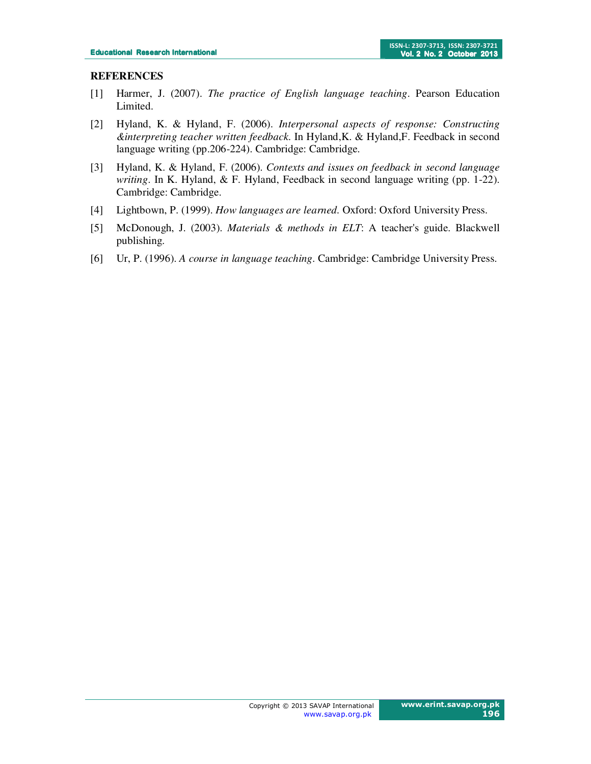## REFERENCES

[1] Harmer, J. (2007). *The practice of English language teaching*. Pearson Education Limited.

[2] Hyland, K. & Hyland, F. (2006). *Interpersonal aspects of response: Constructing &interpreting teacher written feedback.* In Hyland,K. & Hyland,F. Feedback in second language writing (pp.206-224). Cambridge: Cambridge.

[3] Hyland, K. & Hyland, F. (2006). *Contexts and issues on feedback in second language writing*. In K. Hyland, & F. Hyland, Feedback in second language writing (pp. 1-22). Cambridge: Cambridge.

[4] Lightbown, P. (1999). *How languages are learned.* Oxford: Oxford University Press.

[5] McDonough, J. (2003). *Materials & methods in ELT*: A teacher's guide. Blackwell publishing.

[6] Ur, P. (1996). *A course in language teaching*. Cambridge: Cambridge University Press.